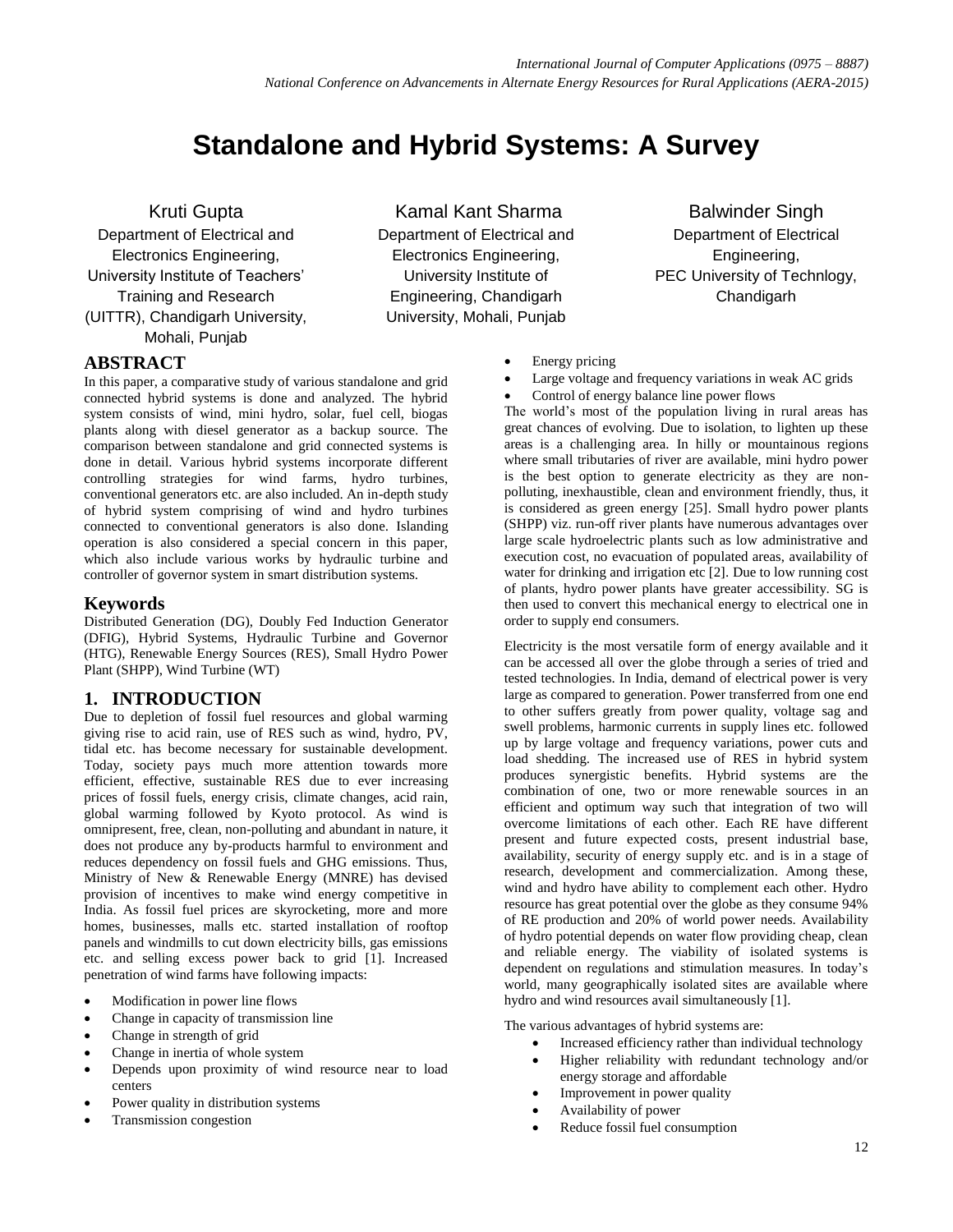# Standalone and Hybrid Systems: A Survey

Kruti Gupta
Department of Electrical and Electronics Engineering,
University Institute of Teachers' Training and Research (UITTR), Chandigarh University,
Mohali, Punjab

Kamal Kant Sharma
Department of Electrical and Electronics Engineering,
University Institute of Engineering, Chandigarh University, Mohali, Punjab

Balwinder Singh
Department of Electrical Engineering,
PEC University of Technlogy,
Chandigarh

## ABSTRACT

In this paper, a comparative study of various standalone and grid connected hybrid systems is done and analyzed. The hybrid system consists of wind, mini hydro, solar, fuel cell, biogas plants along with diesel generator as a backup source. The comparison between standalone and grid connected systems is done in detail. Various hybrid systems incorporate different controlling strategies for wind farms, hydro turbines, conventional generators etc. are also included. An in-depth study of hybrid system comprising of wind and hydro turbines connected to conventional generators is also done. Islanding operation is also considered a special concern in this paper, which also include various works by hydraulic turbine and controller of governor system in smart distribution systems.

## Keywords

Distributed Generation (DG), Doubly Fed Induction Generator (DFIG), Hybrid Systems, Hydraulic Turbine and Governor (HTG), Renewable Energy Sources (RES), Small Hydro Power Plant (SHPP), Wind Turbine (WT)

## 1. INTRODUCTION

Due to depletion of fossil fuel resources and global warming giving rise to acid rain, use of RES such as wind, hydro, PV, tidal etc. has become necessary for sustainable development. Today, society pays much more attention towards more efficient, effective, sustainable RES due to ever increasing prices of fossil fuels, energy crisis, climate changes, acid rain, global warming followed by Kyoto protocol. As wind is omnipresent, free, clean, non-polluting and abundant in nature, it does not produce any by-products harmful to environment and reduces dependency on fossil fuels and GHG emissions. Thus, Ministry of New & Renewable Energy (MNRE) has devised provision of incentives to make wind energy competitive in India. As fossil fuel prices are skyrocketing, more and more homes, businesses, malls etc. started installation of rooftop panels and windmills to cut down electricity bills, gas emissions etc. and selling excess power back to grid [1]. Increased penetration of wind farms have following impacts:

- Modification in power line flows
- Change in capacity of transmission line
- Change in strength of grid
- Change in inertia of whole system
- Depends upon proximity of wind resource near to load centers
- Power quality in distribution systems
- Transmission congestion
- Energy pricing
- Large voltage and frequency variations in weak AC grids
- Control of energy balance line power flows

The world's most of the population living in rural areas has great chances of evolving. Due to isolation, to lighten up these areas is a challenging area. In hilly or mountainous regions where small tributaries of river are available, mini hydro power is the best option to generate electricity as they are non-polluting, inexhaustible, clean and environment friendly, thus, it is considered as green energy [25]. Small hydro power plants (SHPP) viz. run-off river plants have numerous advantages over large scale hydroelectric plants such as low administrative and execution cost, no evacuation of populated areas, availability of water for drinking and irrigation etc [2]. Due to low running cost of plants, hydro power plants have greater accessibility. SG is then used to convert this mechanical energy to electrical one in order to supply end consumers.

Electricity is the most versatile form of energy available and it can be accessed all over the globe through a series of tried and tested technologies. In India, demand of electrical power is very large as compared to generation. Power transferred from one end to other suffers greatly from power quality, voltage sag and swell problems, harmonic currents in supply lines etc. followed up by large voltage and frequency variations, power cuts and load shedding. The increased use of RES in hybrid system produces synergistic benefits. Hybrid systems are the combination of one, two or more renewable sources in an efficient and optimum way such that integration of two will overcome limitations of each other. Each RE have different present and future expected costs, present industrial base, availability, security of energy supply etc. and is in a stage of research, development and commercialization. Among these, wind and hydro have ability to complement each other. Hydro resource has great potential over the globe as they consume 94% of RE production and 20% of world power needs. Availability of hydro potential depends on water flow providing cheap, clean and reliable energy. The viability of isolated systems is dependent on regulations and stimulation measures. In today's world, many geographically isolated sites are available where hydro and wind resources avail simultaneously [1].

The various advantages of hybrid systems are:

- Increased efficiency rather than individual technology
- Higher reliability with redundant technology and/or energy storage and affordable
- Improvement in power quality
- Availability of power
- Reduce fossil fuel consumption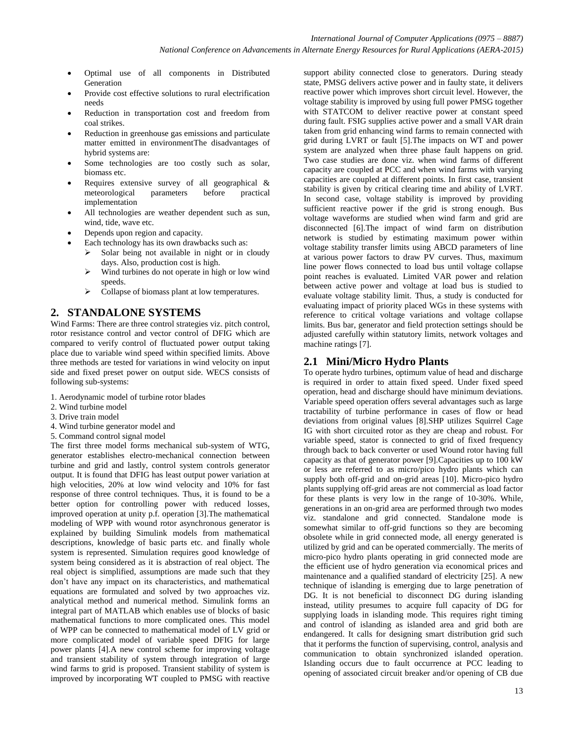- Optimal use of all components in Distributed Generation
- Provide cost effective solutions to rural electrification needs
- Reduction in transportation cost and freedom from coal strikes.
- Reduction in greenhouse gas emissions and particulate matter emitted in environmentThe disadvantages of hybrid systems are:
- Some technologies are too costly such as solar, biomass etc.
- Requires extensive survey of all geographical & meteorological parameters before practical implementation
- All technologies are weather dependent such as sun, wind, tide, wave etc.
- Depends upon region and capacity.
- Each technology has its own drawbacks such as:
  - Solar being not available in night or in cloudy days. Also, production cost is high.
  - Wind turbines do not operate in high or low wind speeds.
  - Collapse of biomass plant at low temperatures.

## 2. STANDALONE SYSTEMS

Wind Farms: There are three control strategies viz. pitch control, rotor resistance control and vector control of DFIG which are compared to verify control of fluctuated power output taking place due to variable wind speed within specified limits. Above three methods are tested for variations in wind velocity on input side and fixed preset power on output side. WECS consists of following sub-systems:

1. Aerodynamic model of turbine rotor blades
2. Wind turbine model
3. Drive train model
4. Wind turbine generator model and
5. Command control signal model

The first three model forms mechanical sub-system of WTG, generator establishes electro-mechanical connection between turbine and grid and lastly, control system controls generator output. It is found that DFIG has least output power variation at high velocities, 20% at low wind velocity and 10% for fast response of three control techniques. Thus, it is found to be a better option for controlling power with reduced losses, improved operation at unity p.f. operation [3].The mathematical modeling of WPP with wound rotor asynchronous generator is explained by building Simulink models from mathematical descriptions, knowledge of basic parts etc. and finally whole system is represented. Simulation requires good knowledge of system being considered as it is abstraction of real object. The real object is simplified, assumptions are made such that they don't have any impact on its characteristics, and mathematical equations are formulated and solved by two approaches viz. analytical method and numerical method. Simulink forms an integral part of MATLAB which enables use of blocks of basic mathematical functions to more complicated ones. This model of WPP can be connected to mathematical model of LV grid or more complicated model of variable speed DFIG for large power plants [4].A new control scheme for improving voltage and transient stability of system through integration of large wind farms to grid is proposed. Transient stability of system is improved by incorporating WT coupled to PMSG with reactive support ability connected close to generators. During steady state, PMSG delivers active power and in faulty state, it delivers reactive power which improves short circuit level. However, the voltage stability is improved by using full power PMSG together with STATCOM to deliver reactive power at constant speed during fault. FSIG supplies active power and a small VAR drain taken from grid enhancing wind farms to remain connected with grid during LVRT or fault [5].The impacts on WT and power system are analyzed when three phase fault happens on grid. Two case studies are done viz. when wind farms of different capacity are coupled at PCC and when wind farms with varying capacities are coupled at different points. In first case, transient stability is given by critical clearing time and ability of LVRT. In second case, voltage stability is improved by providing sufficient reactive power if the grid is strong enough. Bus voltage waveforms are studied when wind farm and grid are disconnected [6].The impact of wind farm on distribution network is studied by estimating maximum power within voltage stability transfer limits using ABCD parameters of line at various power factors to draw PV curves. Thus, maximum line power flows connected to load bus until voltage collapse point reaches is evaluated. Limited VAR power and relation between active power and voltage at load bus is studied to evaluate voltage stability limit. Thus, a study is conducted for evaluating impact of priority placed WGs in these systems with reference to critical voltage variations and voltage collapse limits. Bus bar, generator and field protection settings should be adjusted carefully within statutory limits, network voltages and machine ratings [7].

### 2.1 Mini/Micro Hydro Plants

To operate hydro turbines, optimum value of head and discharge is required in order to attain fixed speed. Under fixed speed operation, head and discharge should have minimum deviations. Variable speed operation offers several advantages such as large tractability of turbine performance in cases of flow or head deviations from original values [8].SHP utilizes Squirrel Cage IG with short circuited rotor as they are cheap and robust. For variable speed, stator is connected to grid of fixed frequency through back to back converter or used Wound rotor having full capacity as that of generator power [9].Capacities up to 100 kW or less are referred to as micro/pico hydro plants which can supply both off-grid and on-grid areas [10]. Micro-pico hydro plants supplying off-grid areas are not commercial as load factor for these plants is very low in the range of 10-30%. While, generations in an on-grid area are performed through two modes viz. standalone and grid connected. Standalone mode is somewhat similar to off-grid functions so they are becoming obsolete while in grid connected mode, all energy generated is utilized by grid and can be operated commercially. The merits of micro-pico hydro plants operating in grid connected mode are the efficient use of hydro generation via economical prices and maintenance and a qualified standard of electricity [25]. A new technique of islanding is emerging due to large penetration of DG. It is not beneficial to disconnect DG during islanding instead, utility presumes to acquire full capacity of DG for supplying loads in islanding mode. This requires right timing and control of islanding as islanded area and grid both are endangered. It calls for designing smart distribution grid such that it performs the function of supervising, control, analysis and communication to obtain synchronized islanded operation. Islanding occurs due to fault occurrence at PCC leading to opening of associated circuit breaker and/or opening of CB due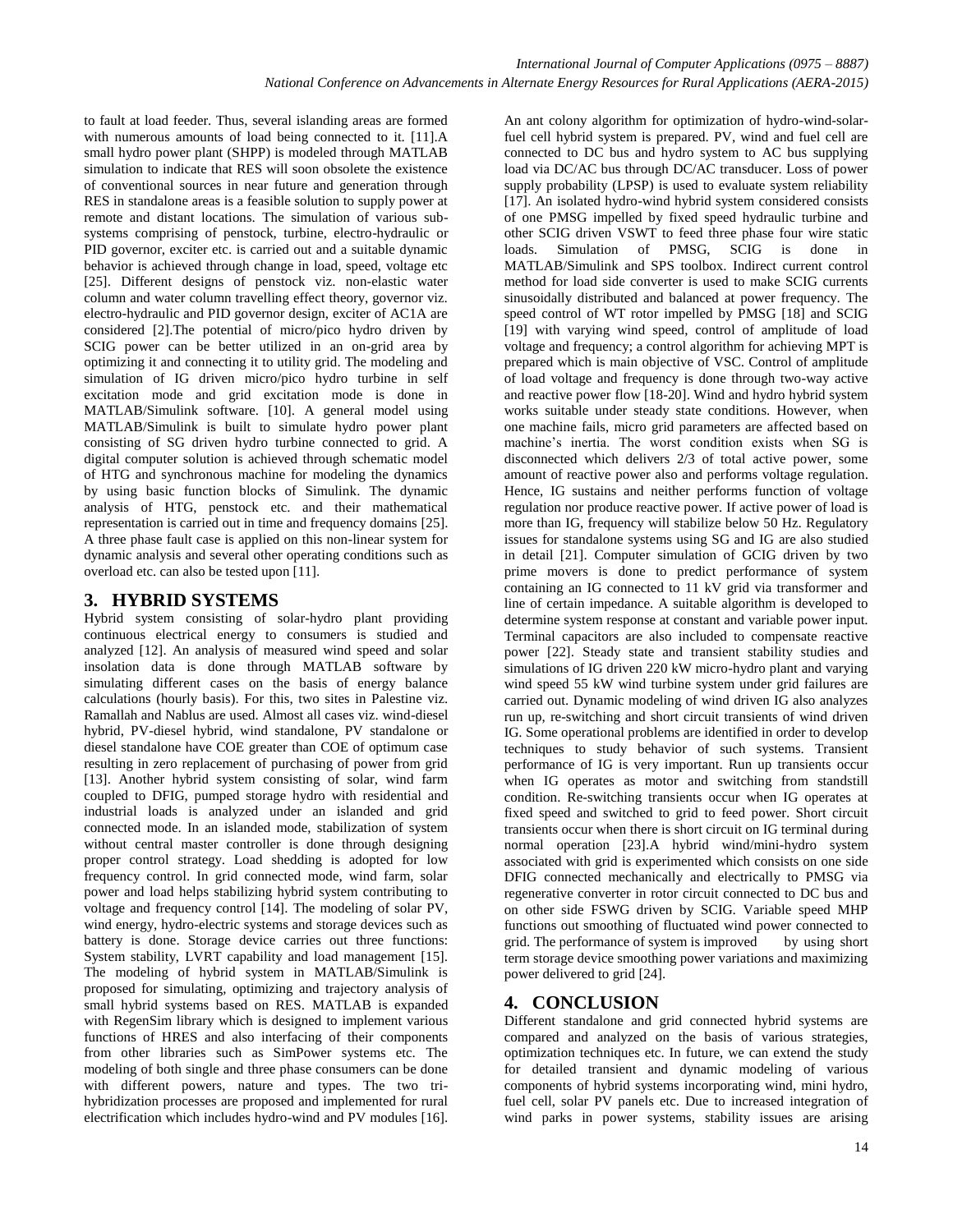to fault at load feeder. Thus, several islanding areas are formed with numerous amounts of load being connected to it. [11].A small hydro power plant (SHPP) is modeled through MATLAB simulation to indicate that RES will soon obsolete the existence of conventional sources in near future and generation through RES in standalone areas is a feasible solution to supply power at remote and distant locations. The simulation of various sub-systems comprising of penstock, turbine, electro-hydraulic or PID governor, exciter etc. is carried out and a suitable dynamic behavior is achieved through change in load, speed, voltage etc [25]. Different designs of penstock viz. non-elastic water column and water column travelling effect theory, governor viz. electro-hydraulic and PID governor design, exciter of AC1A are considered [2].The potential of micro/pico hydro driven by SCIG power can be better utilized in an on-grid area by optimizing it and connecting it to utility grid. The modeling and simulation of IG driven micro/pico hydro turbine in self excitation mode and grid excitation mode is done in MATLAB/Simulink software. [10]. A general model using MATLAB/Simulink is built to simulate hydro power plant consisting of SG driven hydro turbine connected to grid. A digital computer solution is achieved through schematic model of HTG and synchronous machine for modeling the dynamics by using basic function blocks of Simulink. The dynamic analysis of HTG, penstock etc. and their mathematical representation is carried out in time and frequency domains [25]. A three phase fault case is applied on this non-linear system for dynamic analysis and several other operating conditions such as overload etc. can also be tested upon [11].

## 3. HYBRID SYSTEMS

Hybrid system consisting of solar-hydro plant providing continuous electrical energy to consumers is studied and analyzed [12]. An analysis of measured wind speed and solar insolation data is done through MATLAB software by simulating different cases on the basis of energy balance calculations (hourly basis). For this, two sites in Palestine viz. Ramallah and Nablus are used. Almost all cases viz. wind-diesel hybrid, PV-diesel hybrid, wind standalone, PV standalone or diesel standalone have COE greater than COE of optimum case resulting in zero replacement of purchasing of power from grid [13]. Another hybrid system consisting of solar, wind farm coupled to DFIG, pumped storage hydro with residential and industrial loads is analyzed under an islanded and grid connected mode. In an islanded mode, stabilization of system without central master controller is done through designing proper control strategy. Load shedding is adopted for low frequency control. In grid connected mode, wind farm, solar power and load helps stabilizing hybrid system contributing to voltage and frequency control [14]. The modeling of solar PV, wind energy, hydro-electric systems and storage devices such as battery is done. Storage device carries out three functions: System stability, LVRT capability and load management [15]. The modeling of hybrid system in MATLAB/Simulink is proposed for simulating, optimizing and trajectory analysis of small hybrid systems based on RES. MATLAB is expanded with RegenSim library which is designed to implement various functions of HRES and also interfacing of their components from other libraries such as SimPower systems etc. The modeling of both single and three phase consumers can be done with different powers, nature and types. The two tri-hybridization processes are proposed and implemented for rural electrification which includes hydro-wind and PV modules [16].

An ant colony algorithm for optimization of hydro-wind-solar-fuel cell hybrid system is prepared. PV, wind and fuel cell are connected to DC bus and hydro system to AC bus supplying load via DC/AC bus through DC/AC transducer. Loss of power supply probability (LPSP) is used to evaluate system reliability [17]. An isolated hydro-wind hybrid system considered consists of one PMSG impelled by fixed speed hydraulic turbine and other SCIG driven VSWT to feed three phase four wire static loads. Simulation of PMSG, SCIG is done in MATLAB/Simulink and SPS toolbox. Indirect current control method for load side converter is used to make SCIG currents sinusoidally distributed and balanced at power frequency. The speed control of WT rotor impelled by PMSG [18] and SCIG [19] with varying wind speed, control of amplitude of load voltage and frequency; a control algorithm for achieving MPT is prepared which is main objective of VSC. Control of amplitude of load voltage and frequency is done through two-way active and reactive power flow [18-20]. Wind and hydro hybrid system works suitable under steady state conditions. However, when one machine fails, micro grid parameters are affected based on machine's inertia. The worst condition exists when SG is disconnected which delivers 2/3 of total active power, some amount of reactive power also and performs voltage regulation. Hence, IG sustains and neither performs function of voltage regulation nor produce reactive power. If active power of load is more than IG, frequency will stabilize below 50 Hz. Regulatory issues for standalone systems using SG and IG are also studied in detail [21]. Computer simulation of GCIG driven by two prime movers is done to predict performance of system containing an IG connected to 11 kV grid via transformer and line of certain impedance. A suitable algorithm is developed to determine system response at constant and variable power input. Terminal capacitors are also included to compensate reactive power [22]. Steady state and transient stability studies and simulations of IG driven 220 kW micro-hydro plant and varying wind speed 55 kW wind turbine system under grid failures are carried out. Dynamic modeling of wind driven IG also analyzes run up, re-switching and short circuit transients of wind driven IG. Some operational problems are identified in order to develop techniques to study behavior of such systems. Transient performance of IG is very important. Run up transients occur when IG operates as motor and switching from standstill condition. Re-switching transients occur when IG operates at fixed speed and switched to grid to feed power. Short circuit transients occur when there is short circuit on IG terminal during normal operation [23].A hybrid wind/mini-hydro system associated with grid is experimented which consists on one side DFIG connected mechanically and electrically to PMSG via regenerative converter in rotor circuit connected to DC bus and on other side FSWG driven by SCIG. Variable speed MHP functions out smoothing of fluctuated wind power connected to grid. The performance of system is improved by using short term storage device smoothing power variations and maximizing power delivered to grid [24].

## 4. CONCLUSION

Different standalone and grid connected hybrid systems are compared and analyzed on the basis of various strategies, optimization techniques etc. In future, we can extend the study for detailed transient and dynamic modeling of various components of hybrid systems incorporating wind, mini hydro, fuel cell, solar PV panels etc. Due to increased integration of wind parks in power systems, stability issues are arising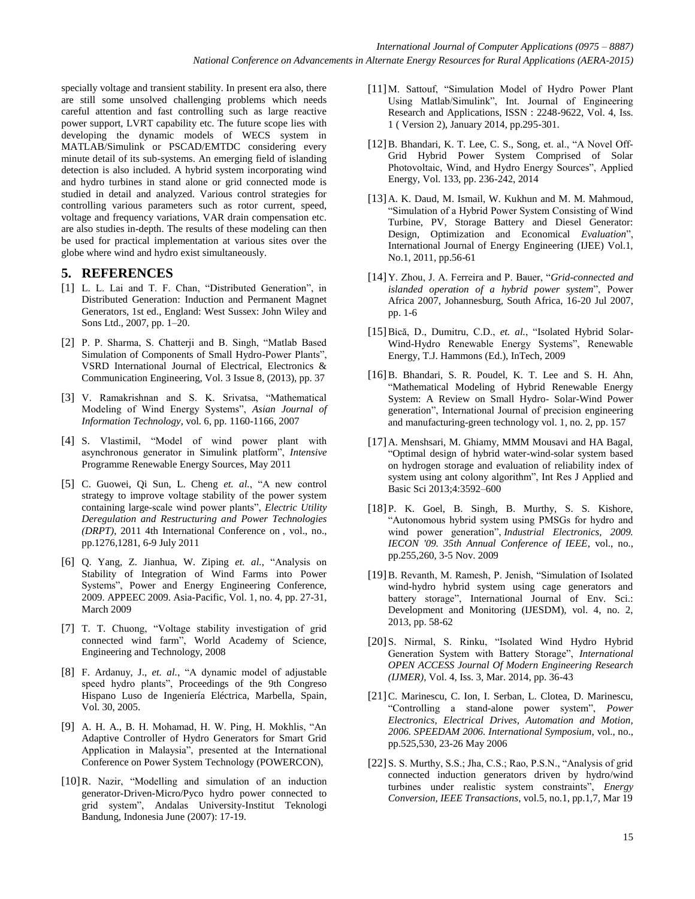specially voltage and transient stability. In present era also, there are still some unsolved challenging problems which needs careful attention and fast controlling such as large reactive power support, LVRT capability etc. The future scope lies with developing the dynamic models of WECS system in MATLAB/Simulink or PSCAD/EMTDC considering every minute detail of its sub-systems. An emerging field of islanding detection is also included. A hybrid system incorporating wind and hydro turbines in stand alone or grid connected mode is studied in detail and analyzed. Various control strategies for controlling various parameters such as rotor current, speed, voltage and frequency variations, VAR drain compensation etc. are also studies in-depth. The results of these modeling can then be used for practical implementation at various sites over the globe where wind and hydro exist simultaneously.

## 5. REFERENCES

[1] L. L. Lai and T. F. Chan, "Distributed Generation", in Distributed Generation: Induction and Permanent Magnet Generators, 1st ed., England: West Sussex: John Wiley and Sons Ltd., 2007, pp. 1–20.

[2] P. P. Sharma, S. Chatterji and B. Singh, "Matlab Based Simulation of Components of Small Hydro-Power Plants", VSRD International Journal of Electrical, Electronics & Communication Engineering, Vol. 3 Issue 8, (2013), pp. 37

[3] V. Ramakrishnan and S. K. Srivatsa, "Mathematical Modeling of Wind Energy Systems", *Asian Journal of Information Technology*, vol. 6, pp. 1160-1166, 2007

[4] S. Vlastimil, "Model of wind power plant with asynchronous generator in Simulink platform", *Intensive* Programme Renewable Energy Sources, May 2011

[5] C. Guowei, Qi Sun, L. Cheng *et. al.*, "A new control strategy to improve voltage stability of the power system containing large-scale wind power plants", *Electric Utility Deregulation and Restructuring and Power Technologies (DRPT)*, 2011 4th International Conference on , vol., no., pp.1276,1281, 6-9 July 2011

[6] Q. Yang, Z. Jianhua, W. Ziping *et. al.*, "Analysis on Stability of Integration of Wind Farms into Power Systems", Power and Energy Engineering Conference, 2009. APPEEC 2009. Asia-Pacific, Vol. 1, no. 4, pp. 27-31, March 2009

[7] T. T. Chuong, "Voltage stability investigation of grid connected wind farm", World Academy of Science, Engineering and Technology, 2008

[8] F. Ardanuy, J., *et. al.*, "A dynamic model of adjustable speed hydro plants", Proceedings of the 9th Congreso Hispano Luso de Ingeniería Eléctrica, Marbella, Spain, Vol. 30, 2005.

[9] A. H. A., B. H. Mohamad, H. W. Ping, H. Mokhlis, "An Adaptive Controller of Hydro Generators for Smart Grid Application in Malaysia", presented at the International Conference on Power System Technology (POWERCON),

[10] R. Nazir, "Modelling and simulation of an induction generator-Driven-Micro/Pyco hydro power connected to grid system", Andalas University-Institut Teknologi Bandung, Indonesia June (2007): 17-19.

[11] M. Sattouf, "Simulation Model of Hydro Power Plant Using Matlab/Simulink", Int. Journal of Engineering Research and Applications, ISSN : 2248-9622, Vol. 4, Iss. 1 ( Version 2), January 2014, pp.295-301.

[12] B. Bhandari, K. T. Lee, C. S., Song, et. al., "A Novel Off-Grid Hybrid Power System Comprised of Solar Photovoltaic, Wind, and Hydro Energy Sources", Applied Energy, Vol. 133, pp. 236-242, 2014

[13] A. K. Daud, M. Ismail, W. Kukhun and M. M. Mahmoud, "Simulation of a Hybrid Power System Consisting of Wind Turbine, PV, Storage Battery and Diesel Generator: Design, Optimization and Economical *Evaluation*", International Journal of Energy Engineering (IJEE) Vol.1, No.1, 2011, pp.56-61

[14] Y. Zhou, J. A. Ferreira and P. Bauer, "*Grid-connected and islanded operation of a hybrid power system*", Power Africa 2007, Johannesburg, South Africa, 16-20 Jul 2007, pp. 1-6

[15] Bică, D., Dumitru, C.D., *et. al.*, "Isolated Hybrid Solar-Wind-Hydro Renewable Energy Systems", Renewable Energy, T.J. Hammons (Ed.), InTech, 2009

[16] B. Bhandari, S. R. Poudel, K. T. Lee and S. H. Ahn, "Mathematical Modeling of Hybrid Renewable Energy System: A Review on Small Hydro- Solar-Wind Power generation", International Journal of precision engineering and manufacturing-green technology vol. 1, no. 2, pp. 157

[17] A. Menshsari, M. Ghiamy, MMM Mousavi and HA Bagal, "Optimal design of hybrid water-wind-solar system based on hydrogen storage and evaluation of reliability index of system using ant colony algorithm", Int Res J Applied and Basic Sci 2013;4:3592–600

[18] P. K. Goel, B. Singh, B. Murthy, S. S. Kishore, "Autonomous hybrid system using PMSGs for hydro and wind power generation", *Industrial Electronics, 2009. IECON '09. 35th Annual Conference of IEEE*, vol., no., pp.255,260, 3-5 Nov. 2009

[19] B. Revanth, M. Ramesh, P. Jenish, "Simulation of Isolated wind-hydro hybrid system using cage generators and battery storage", International Journal of Env. Sci.: Development and Monitoring (IJESDM), vol. 4, no. 2, 2013, pp. 58-62

[20] S. Nirmal, S. Rinku, "Isolated Wind Hydro Hybrid Generation System with Battery Storage", *International OPEN ACCESS Journal Of Modern Engineering Research (IJMER)*, Vol. 4, Iss. 3, Mar. 2014, pp. 36-43

[21] C. Marinescu, C. Ion, I. Serban, L. Clotea, D. Marinescu, "Controlling a stand-alone power system", *Power Electronics, Electrical Drives, Automation and Motion, 2006. SPEEDAM 2006. International Symposium*, vol., no., pp.525,530, 23-26 May 2006

[22] S. S. Murthy, S.S.; Jha, C.S.; Rao, P.S.N., "Analysis of grid connected induction generators driven by hydro/wind turbines under realistic system constraints", *Energy Conversion, IEEE Transactions*, vol.5, no.1, pp.1,7, Mar 19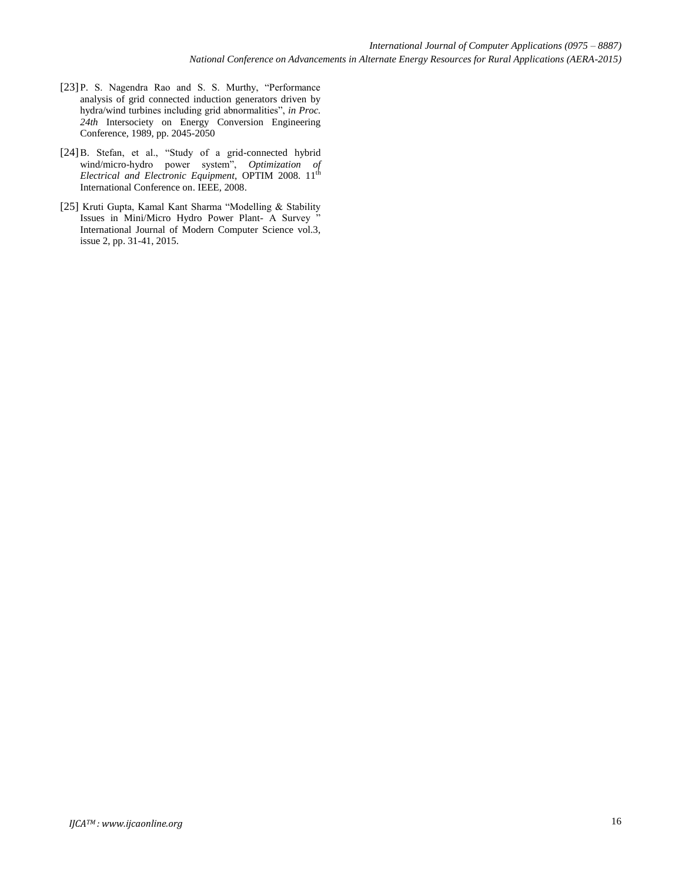[23] P. S. Nagendra Rao and S. S. Murthy, "Performance analysis of grid connected induction generators driven by hydra/wind turbines including grid abnormalities", *in Proc. 24th* Intersociety on Energy Conversion Engineering Conference, 1989, pp. 2045-2050

[24] B. Stefan, et al., "Study of a grid-connected hybrid wind/micro-hydro power system", *Optimization of Electrical and Electronic Equipment*, OPTIM 2008. 11th International Conference on. IEEE, 2008.

[25] Kruti Gupta, Kamal Kant Sharma "Modelling & Stability Issues in Mini/Micro Hydro Power Plant- A Survey " International Journal of Modern Computer Science vol.3, issue 2, pp. 31-41, 2015.